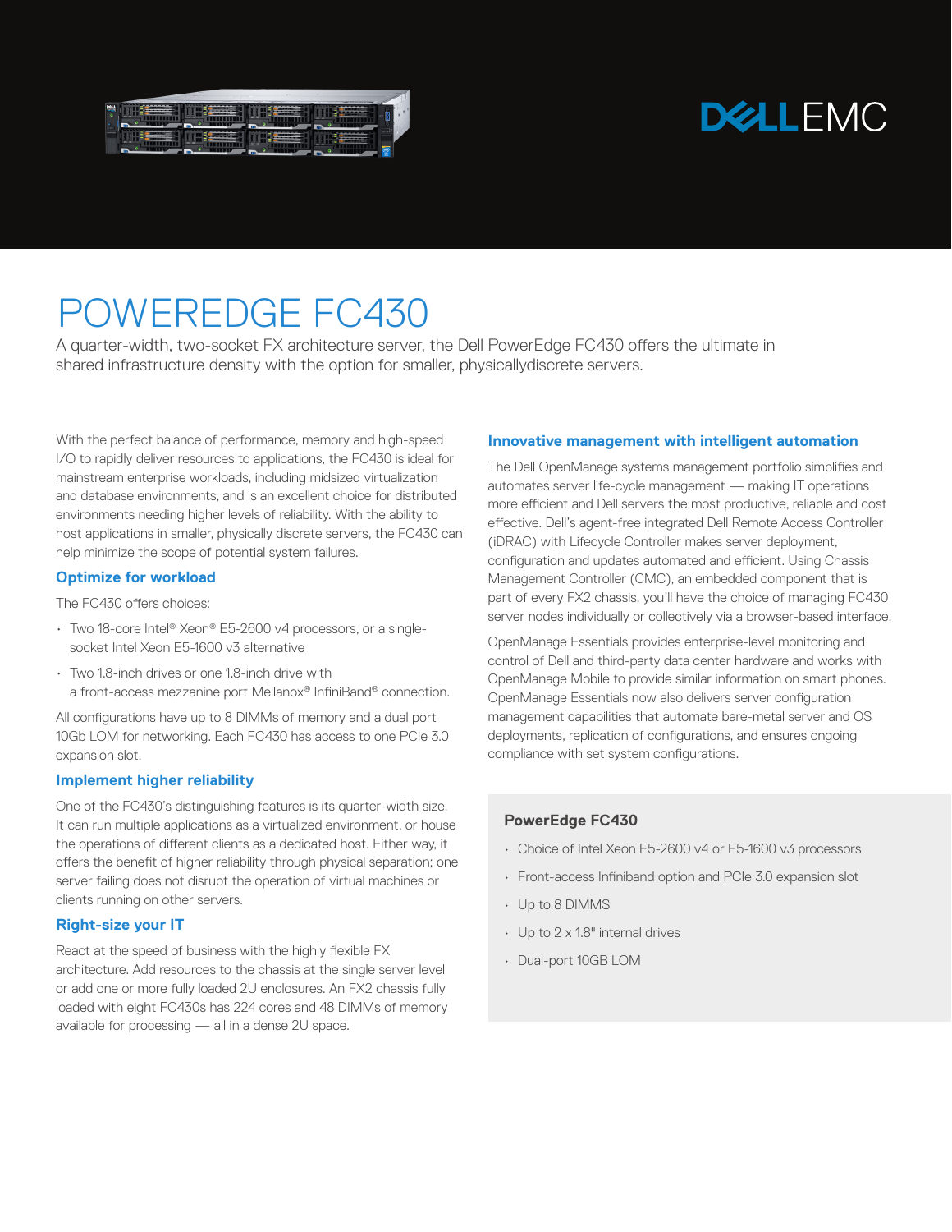// DELL EMC

# POWEREDGE FC430

A quarter-width, two-socket FX architecture server, the Dell PowerEdge FC430 offers the ultimate in shared infrastructure density with the option for smaller, physicallydiscrete servers.

With the perfect balance of performance, memory and high-speed I/O to rapidly deliver resources to applications, the FC430 is ideal for mainstream enterprise workloads, including midsized virtualization and database environments, and is an excellent choice for distributed environments needing higher levels of reliability. With the ability to host applications in smaller, physically discrete servers, the FC430 can help minimize the scope of potential system failures.

## Optimize for workload

The FC430 offers choices:

- Two 18-core Intel® Xeon® E5-2600 v4 processors, or a single-socket Intel Xeon E5-1600 v3 alternative
- Two 1.8-inch drives or one 1.8-inch drive with a front-access mezzanine port Mellanox® InfiniBand® connection.

All configurations have up to 8 DIMMs of memory and a dual port 10Gb LOM for networking. Each FC430 has access to one PCIe 3.0 expansion slot.

## Implement higher reliability

One of the FC430's distinguishing features is its quarter-width size. It can run multiple applications as a virtualized environment, or house the operations of different clients as a dedicated host. Either way, it offers the benefit of higher reliability through physical separation; one server failing does not disrupt the operation of virtual machines or clients running on other servers.

## Right-size your IT

React at the speed of business with the highly flexible FX architecture. Add resources to the chassis at the single server level or add one or more fully loaded 2U enclosures. An FX2 chassis fully loaded with eight FC430s has 224 cores and 48 DIMMs of memory available for processing — all in a dense 2U space.

## Innovative management with intelligent automation

The Dell OpenManage systems management portfolio simplifies and automates server life-cycle management — making IT operations more efficient and Dell servers the most productive, reliable and cost effective. Dell's agent-free integrated Dell Remote Access Controller (iDRAC) with Lifecycle Controller makes server deployment, configuration and updates automated and efficient. Using Chassis Management Controller (CMC), an embedded component that is part of every FX2 chassis, you'll have the choice of managing FC430 server nodes individually or collectively via a browser-based interface.

OpenManage Essentials provides enterprise-level monitoring and control of Dell and third-party data center hardware and works with OpenManage Mobile to provide similar information on smart phones. OpenManage Essentials now also delivers server configuration management capabilities that automate bare-metal server and OS deployments, replication of configurations, and ensures ongoing compliance with set system configurations.

### PowerEdge FC430

- Choice of Intel Xeon E5-2600 v4 or E5-1600 v3 processors
- Front-access Infiniband option and PCIe 3.0 expansion slot
- Up to 8 DIMMS
- Up to 2 x 1.8" internal drives
- Dual-port 10GB LOM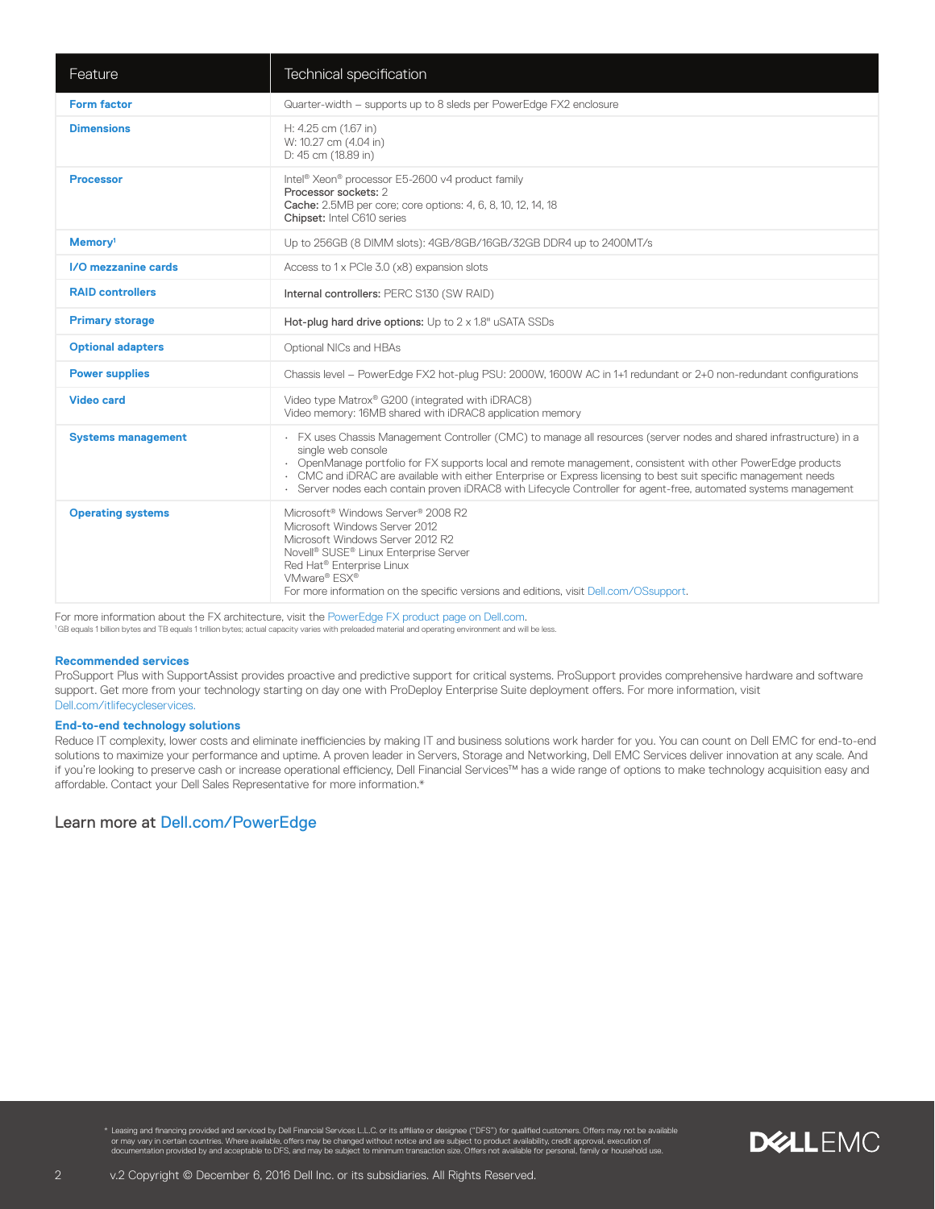| Feature | Technical specification |
|---|---|
| **Form factor** | Quarter-width – supports up to 8 sleds per PowerEdge FX2 enclosure |
| **Dimensions** | H: 4.25 cm (1.67 in)<br>W: 10.27 cm (4.04 in)<br>D: 45 cm (18.89 in) |
| **Processor** | Intel® Xeon® processor E5-2600 v4 product family<br>**Processor sockets:** 2<br>**Cache:** 2.5MB per core; core options: 4, 6, 8, 10, 12, 14, 18<br>**Chipset:** Intel C610 series |
| **Memory**[1] | Up to 256GB (8 DIMM slots): 4GB/8GB/16GB/32GB DDR4 up to 2400MT/s |
| **I/O mezzanine cards** | Access to 1 x PCIe 3.0 (x8) expansion slots |
| **RAID controllers** | **Internal controllers:** PERC S130 (SW RAID) |
| **Primary storage** | **Hot-plug hard drive options:** Up to 2 x 1.8" uSATA SSDs |
| **Optional adapters** | Optional NICs and HBAs |
| **Power supplies** | Chassis level – PowerEdge FX2 hot-plug PSU: 2000W, 1600W AC in 1+1 redundant or 2+0 non-redundant configurations |
| **Video card** | Video type Matrox® G200 (integrated with iDRAC8)<br>Video memory: 16MB shared with iDRAC8 application memory |
| **Systems management** | · FX uses Chassis Management Controller (CMC) to manage all resources (server nodes and shared infrastructure) in a single web console<br>· OpenManage portfolio for FX supports local and remote management, consistent with other PowerEdge products<br>· CMC and iDRAC are available with either Enterprise or Express licensing to best suit specific management needs<br>· Server nodes each contain proven iDRAC8 with Lifecycle Controller for agent-free, automated systems management |
| **Operating systems** | Microsoft® Windows Server® 2008 R2<br>Microsoft Windows Server 2012<br>Microsoft Windows Server 2012 R2<br>Novell® SUSE® Linux Enterprise Server<br>Red Hat® Enterprise Linux<br>VMware® ESX®<br>For more information on the specific versions and editions, visit Dell.com/OSsupport. |

For more information about the FX architecture, visit the PowerEdge FX product page on Dell.com.

[1] GB equals 1 billion bytes and TB equals 1 trillion bytes; actual capacity varies with preloaded material and operating environment and will be less.

### Recommended services

ProSupport Plus with SupportAssist provides proactive and predictive support for critical systems. ProSupport provides comprehensive hardware and software support. Get more from your technology starting on day one with ProDeploy Enterprise Suite deployment offers. For more information, visit Dell.com/itlifecycleservices.

### End-to-end technology solutions

Reduce IT complexity, lower costs and eliminate inefficiencies by making IT and business solutions work harder for you. You can count on Dell EMC for end-to-end solutions to maximize your performance and uptime. A proven leader in Servers, Storage and Networking, Dell EMC Services deliver innovation at any scale. And if you're looking to preserve cash or increase operational efficiency, Dell Financial Services™ has a wide range of options to make technology acquisition easy and affordable. Contact your Dell Sales Representative for more information.*

## Learn more at Dell.com/PowerEdge

* Leasing and financing provided and serviced by Dell Financial Services L.L.C. or its affiliate or designee ("DFS") for qualified customers. Offers may not be available or may vary in certain countries. Where available, offers may be changed without notice and are subject to product availability, credit approval, execution of documentation provided by and acceptable to DFS, and may be subject to minimum transaction size. Offers not available for personal, family or household use.

DELL EMC

v.2 Copyright © December 6, 2016 Dell Inc. or its subsidiaries. All Rights Reserved.